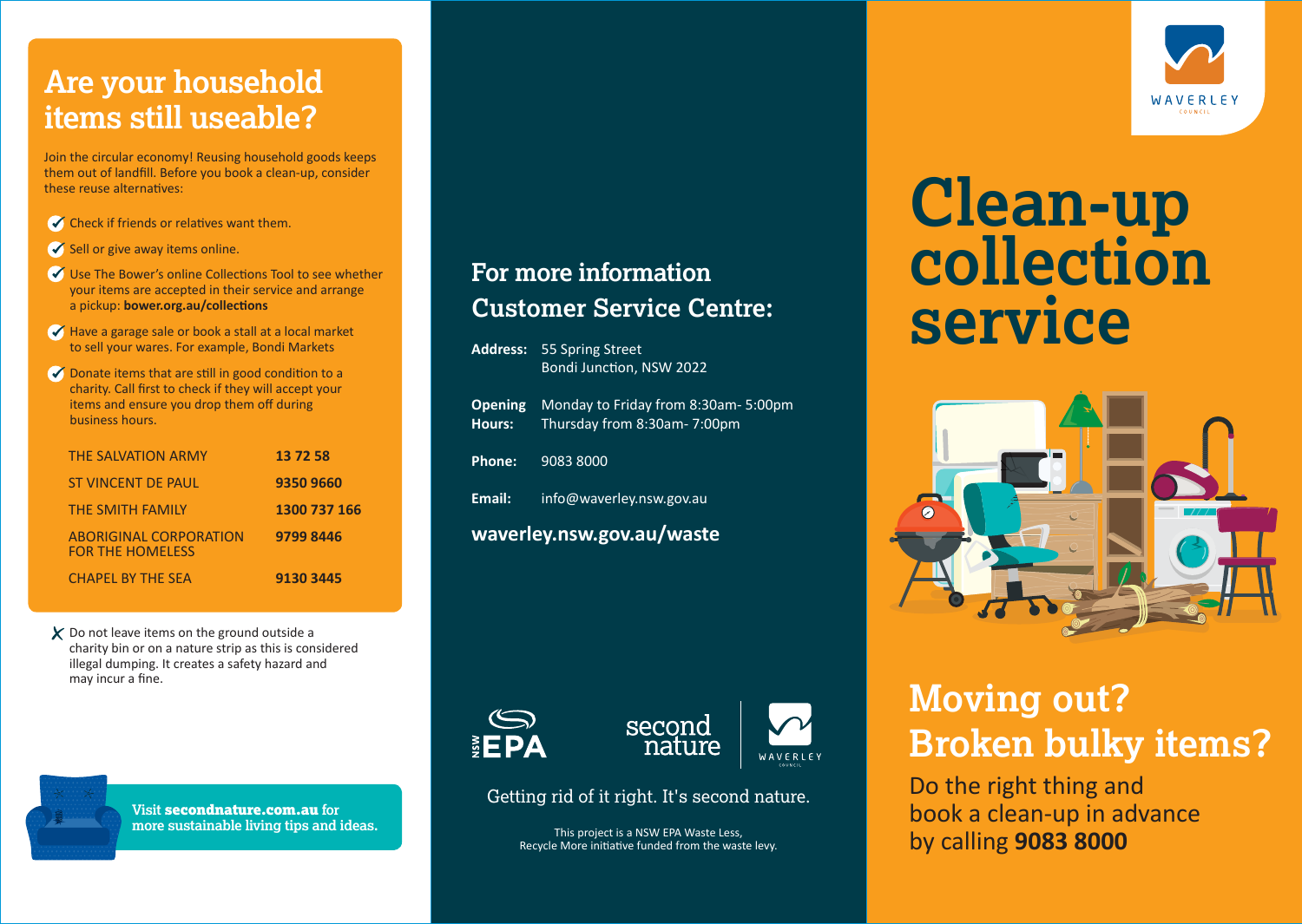## Are your household items still useable?

Join the circular economy! Reusing household goods keeps them out of landfill. Before you book a clean-up, consider these reuse alternatives:

- ✓ Check if friends or relatives want them.
- ✓ Sell or give away items online.
- ✓ Use The Bower's online Collections Tool to see whether your items are accepted in their service and arrange a pickup: **bower.org.au/collections**
- ✓ Have a garage sale or book a stall at a local market to sell your wares. For example, Bondi Markets
- ✓ Donate items that are still in good condition to a charity. Call first to check if they will accept your items and ensure you drop them off during business hours.

| | |
|---|---|
| THE SALVATION ARMY | **13 72 58** |
| ST VINCENT DE PAUL | **9350 9660** |
| THE SMITH FAMILY | **1300 737 166** |
| ABORIGINAL CORPORATION FOR THE HOMELESS | **9799 8446** |
| CHAPEL BY THE SEA | **9130 3445** |

✗ Do not leave items on the ground outside a charity bin or on a nature strip as this is considered illegal dumping. It creates a safety hazard and may incur a fine.

Visit **secondnature.com.au** for more sustainable living tips and ideas.

## For more information Customer Service Centre:

**Address:** 55 Spring Street
Bondi Junction, NSW 2022

**Opening Hours:** Monday to Friday from 8:30am- 5:00pm
Thursday from 8:30am- 7:00pm

**Phone:** 9083 8000

**Email:** info@waverley.nsw.gov.au

**waverley.nsw.gov.au/waste**

NSW EPA | second nature | WAVERLEY COUNCIL

Getting rid of it right. It's second nature.

This project is a NSW EPA Waste Less, Recycle More initiative funded from the waste levy.

WAVERLEY COUNCIL

# Clean-up collection service

## Moving out? Broken bulky items?

Do the right thing and book a clean-up in advance by calling **9083 8000**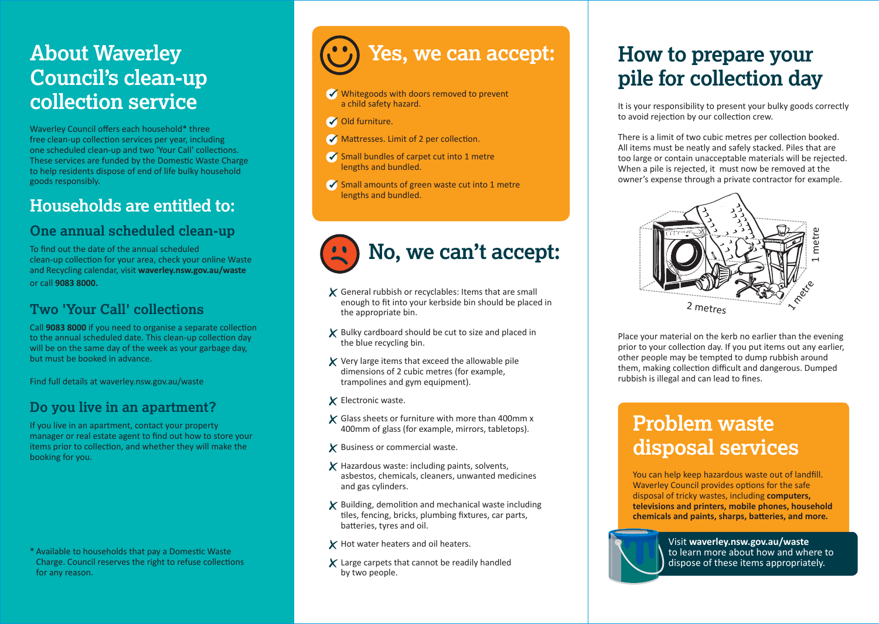# About Waverley Council's clean-up collection service

Waverley Council offers each household* three free clean-up collection services per year, including one scheduled clean-up and two 'Your Call' collections. These services are funded by the Domestic Waste Charge to help residents dispose of end of life bulky household goods responsibly.

## Households are entitled to:

### One annual scheduled clean-up

To find out the date of the annual scheduled clean-up collection for your area, check your online Waste and Recycling calendar, visit **waverley.nsw.gov.au/waste** or call **9083 8000.**

### Two 'Your Call' collections

Call **9083 8000** if you need to organise a separate collection to the annual scheduled date. This clean-up collection day will be on the same day of the week as your garbage day, but must be booked in advance.

Find full details at waverley.nsw.gov.au/waste

### Do you live in an apartment?

If you live in an apartment, contact your property manager or real estate agent to find out how to store your items prior to collection, and whether they will make the booking for you.

* Available to households that pay a Domestic Waste Charge. Council reserves the right to refuse collections for any reason.

## Yes, we can accept:

- ✓ Whitegoods with doors removed to prevent a child safety hazard.
- ✓ Old furniture.
- ✓ Mattresses. Limit of 2 per collection.
- ✓ Small bundles of carpet cut into 1 metre lengths and bundled.
- ✓ Small amounts of green waste cut into 1 metre lengths and bundled.

## No, we can't accept:

- ✗ General rubbish or recyclables: Items that are small enough to fit into your kerbside bin should be placed in the appropriate bin.
- ✗ Bulky cardboard should be cut to size and placed in the blue recycling bin.
- ✗ Very large items that exceed the allowable pile dimensions of 2 cubic metres (for example, trampolines and gym equipment).
- ✗ Electronic waste.
- ✗ Glass sheets or furniture with more than 400mm x 400mm of glass (for example, mirrors, tabletops).
- ✗ Business or commercial waste.
- ✗ Hazardous waste: including paints, solvents, asbestos, chemicals, cleaners, unwanted medicines and gas cylinders.
- ✗ Building, demolition and mechanical waste including tiles, fencing, bricks, plumbing fixtures, car parts, batteries, tyres and oil.
- ✗ Hot water heaters and oil heaters.
- ✗ Large carpets that cannot be readily handled by two people.

# How to prepare your pile for collection day

It is your responsibility to present your bulky goods correctly to avoid rejection by our collection crew.

There is a limit of two cubic metres per collection booked. All items must be neatly and safely stacked. Piles that are too large or contain unacceptable materials will be rejected. When a pile is rejected, it must now be removed at the owner's expense through a private contractor for example.

1 metre

1 metre

2 metres

Place your material on the kerb no earlier than the evening prior to your collection day. If you put items out any earlier, other people may be tempted to dump rubbish around them, making collection difficult and dangerous. Dumped rubbish is illegal and can lead to fines.

## Problem waste disposal services

You can help keep hazardous waste out of landfill. Waverley Council provides options for the safe disposal of tricky wastes, including **computers, televisions and printers, mobile phones, household chemicals and paints, sharps, batteries, and more.**

Visit **waverley.nsw.gov.au/waste** to learn more about how and where to dispose of these items appropriately.